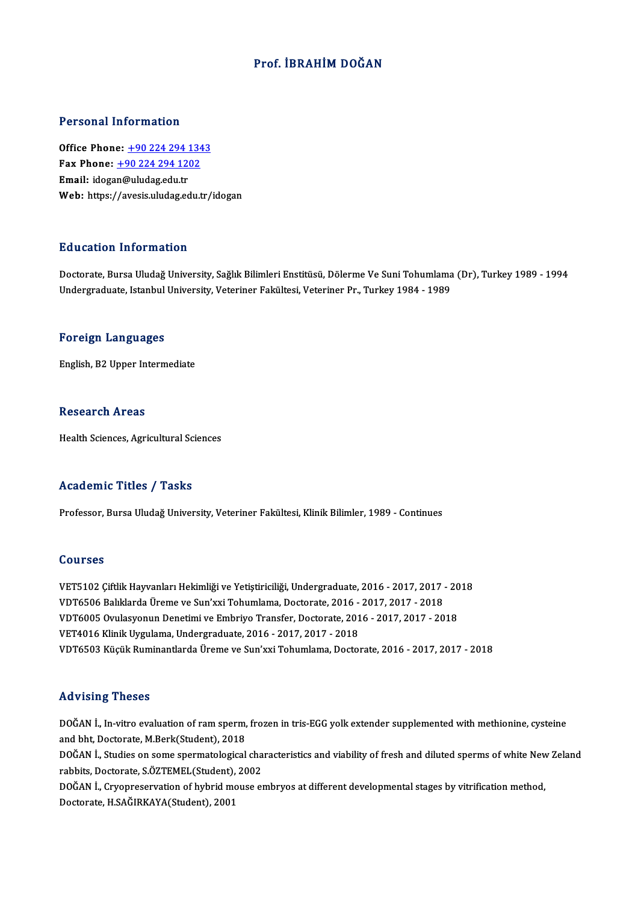# Prof. İBRAHİM DOĞAN

## Personal Information

**Office Phone:** +90 224 294 1343
**Fax Phone:** +90 224 294 1202
**Email:** idogan@uludag.edu.tr
**Web:** https://avesis.uludag.edu.tr/idogan

## Education Information

Doctorate, Bursa Uludağ University, Sağlık Bilimleri Enstitüsü, Dölerme Ve Suni Tohumlama (Dr), Turkey 1989 - 1994
Undergraduate, Istanbul University, Veteriner Fakültesi, Veteriner Pr., Turkey 1984 - 1989

## Foreign Languages

English, B2 Upper Intermediate

## Research Areas

Health Sciences, Agricultural Sciences

## Academic Titles / Tasks

Professor, Bursa Uludağ University, Veteriner Fakültesi, Klinik Bilimler, 1989 - Continues

## Courses

VET5102 Çiftlik Hayvanları Hekimliği ve Yetiştiriciliği, Undergraduate, 2016 - 2017, 2017 - 2018
VDT6506 Balıklarda Üreme ve Sun'xxi Tohumlama, Doctorate, 2016 - 2017, 2017 - 2018
VDT6005 Ovulasyonun Denetimi ve Embriyo Transfer, Doctorate, 2016 - 2017, 2017 - 2018
VET4016 Klinik Uygulama, Undergraduate, 2016 - 2017, 2017 - 2018
VDT6503 Küçük Ruminantlarda Üreme ve Sun'xxi Tohumlama, Doctorate, 2016 - 2017, 2017 - 2018

## Advising Theses

DOĞAN İ., In-vitro evaluation of ram sperm, frozen in tris-EGG yolk extender supplemented with methionine, cysteine and bht, Doctorate, M.Berk(Student), 2018
DOĞAN İ., Studies on some spermatological characteristics and viability of fresh and diluted sperms of white New Zeland rabbits, Doctorate, S.ÖZTEMEL(Student), 2002
DOĞAN İ., Cryopreservation of hybrid mouse embryos at different developmental stages by vitrification method, Doctorate, H.SAĞIRKAYA(Student), 2001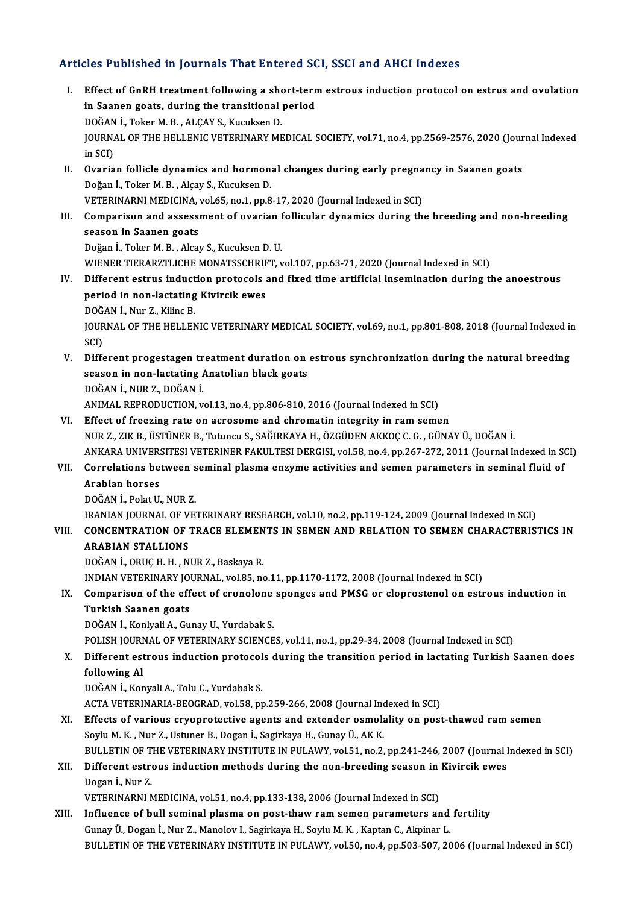## Articles Published in Journals That Entered SCI, SSCI and AHCI Indexes

I. **Effect of GnRH treatment following a short-term estrous induction protocol on estrus and ovulation in Saanen goats, during the transitional period**
DOĞAN İ., Toker M. B. , ALÇAY S., Kucuksen D.
JOURNAL OF THE HELLENIC VETERINARY MEDICAL SOCIETY, vol.71, no.4, pp.2569-2576, 2020 (Journal Indexed in SCI)

II. **Ovarian follicle dynamics and hormonal changes during early pregnancy in Saanen goats**
Doğan İ., Toker M. B. , Alçay S., Kucuksen D.
VETERINARNI MEDICINA, vol.65, no.1, pp.8-17, 2020 (Journal Indexed in SCI)

III. **Comparison and assessment of ovarian follicular dynamics during the breeding and non-breeding season in Saanen goats**
Doğan İ., Toker M. B. , Alcay S., Kucuksen D. U.
WIENER TIERARZTLICHE MONATSSCHRIFT, vol.107, pp.63-71, 2020 (Journal Indexed in SCI)

IV. **Different estrus induction protocols and fixed time artificial insemination during the anoestrous period in non-lactating Kivircik ewes**
DOĞAN İ., Nur Z., Kilinc B.
JOURNAL OF THE HELLENIC VETERINARY MEDICAL SOCIETY, vol.69, no.1, pp.801-808, 2018 (Journal Indexed in SCI)

V. **Different progestagen treatment duration on estrous synchronization during the natural breeding season in non-lactating Anatolian black goats**
DOĞAN İ., NUR Z., DOĞAN İ.
ANIMAL REPRODUCTION, vol.13, no.4, pp.806-810, 2016 (Journal Indexed in SCI)

VI. **Effect of freezing rate on acrosome and chromatin integrity in ram semen**
NUR Z., ZIK B., ÜSTÜNER B., Tutuncu S., SAĞIRKAYA H., ÖZGÜDEN AKKOÇ C. G. , GÜNAY Ü., DOĞAN İ.
ANKARA UNIVERSITESI VETERINER FAKULTESI DERGISI, vol.58, no.4, pp.267-272, 2011 (Journal Indexed in SCI)

VII. **Correlations between seminal plasma enzyme activities and semen parameters in seminal fluid of Arabian horses**
DOĞAN İ., Polat U., NUR Z.
IRANIAN JOURNAL OF VETERINARY RESEARCH, vol.10, no.2, pp.119-124, 2009 (Journal Indexed in SCI)

VIII. **CONCENTRATION OF TRACE ELEMENTS IN SEMEN AND RELATION TO SEMEN CHARACTERISTICS IN ARABIAN STALLIONS**
DOĞAN İ., ORUÇ H. H. , NUR Z., Baskaya R.
INDIAN VETERINARY JOURNAL, vol.85, no.11, pp.1170-1172, 2008 (Journal Indexed in SCI)

IX. **Comparison of the effect of cronolone sponges and PMSG or cloprostenol on estrous induction in Turkish Saanen goats**
DOĞAN İ., Konlyali A., Gunay U., Yurdabak S.
POLISH JOURNAL OF VETERINARY SCIENCES, vol.11, no.1, pp.29-34, 2008 (Journal Indexed in SCI)

X. **Different estrous induction protocols during the transition period in lactating Turkish Saanen does following AI**
DOĞAN İ., Konyali A., Tolu C., Yurdabak S.
ACTA VETERINARIA-BEOGRAD, vol.58, pp.259-266, 2008 (Journal Indexed in SCI)

XI. **Effects of various cryoprotective agents and extender osmolality on post-thawed ram semen**
Soylu M. K. , Nur Z., Ustuner B., Dogan İ., Sagirkaya H., Gunay Ü., AK K.
BULLETIN OF THE VETERINARY INSTITUTE IN PULAWY, vol.51, no.2, pp.241-246, 2007 (Journal Indexed in SCI)

XII. **Different estrous induction methods during the non-breeding season in Kivircik ewes**
Dogan İ., Nur Z.
VETERINARNI MEDICINA, vol.51, no.4, pp.133-138, 2006 (Journal Indexed in SCI)

XIII. **Influence of bull seminal plasma on post-thaw ram semen parameters and fertility**
Gunay Ü., Dogan İ., Nur Z., Manolov I., Sagirkaya H., Soylu M. K. , Kaptan C., Akpinar L.
BULLETIN OF THE VETERINARY INSTITUTE IN PULAWY, vol.50, no.4, pp.503-507, 2006 (Journal Indexed in SCI)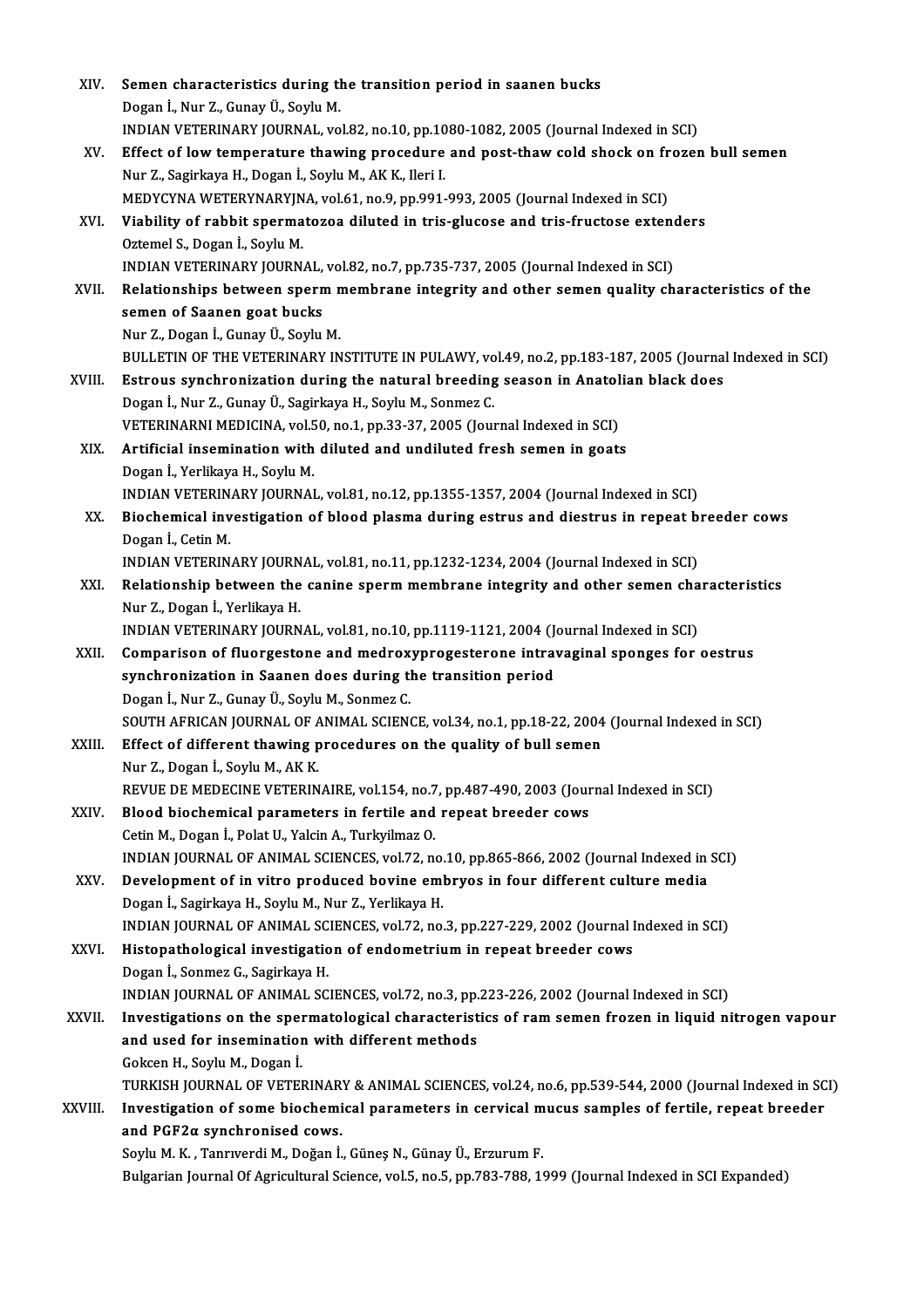XIV. **Semen characteristics during the transition period in saanen bucks**
Dogan İ., Nur Z., Gunay Ü., Soylu M.
INDIAN VETERINARY JOURNAL, vol.82, no.10, pp.1080-1082, 2005 (Journal Indexed in SCI)

XV. **Effect of low temperature thawing procedure and post-thaw cold shock on frozen bull semen**
Nur Z., Sagirkaya H., Dogan İ., Soylu M., AK K., Ileri I.
MEDYCYNA WETERYNARYJNA, vol.61, no.9, pp.991-993, 2005 (Journal Indexed in SCI)

XVI. **Viability of rabbit spermatozoa diluted in tris-glucose and tris-fructose extenders**
Oztemel S., Dogan İ., Soylu M.
INDIAN VETERINARY JOURNAL, vol.82, no.7, pp.735-737, 2005 (Journal Indexed in SCI)

XVII. **Relationships between sperm membrane integrity and other semen quality characteristics of the semen of Saanen goat bucks**
Nur Z., Dogan İ., Gunay Ü., Soylu M.
BULLETIN OF THE VETERINARY INSTITUTE IN PULAWY, vol.49, no.2, pp.183-187, 2005 (Journal Indexed in SCI)

XVIII. **Estrous synchronization during the natural breeding season in Anatolian black does**
Dogan İ., Nur Z., Gunay Ü., Sagirkaya H., Soylu M., Sonmez C.
VETERINARNI MEDICINA, vol.50, no.1, pp.33-37, 2005 (Journal Indexed in SCI)

XIX. **Artificial insemination with diluted and undiluted fresh semen in goats**
Dogan İ., Yerlikaya H., Soylu M.
INDIAN VETERINARY JOURNAL, vol.81, no.12, pp.1355-1357, 2004 (Journal Indexed in SCI)

XX. **Biochemical investigation of blood plasma during estrus and diestrus in repeat breeder cows**
Dogan İ., Cetin M.
INDIAN VETERINARY JOURNAL, vol.81, no.11, pp.1232-1234, 2004 (Journal Indexed in SCI)

XXI. **Relationship between the canine sperm membrane integrity and other semen characteristics**
Nur Z., Dogan İ., Yerlikaya H.
INDIAN VETERINARY JOURNAL, vol.81, no.10, pp.1119-1121, 2004 (Journal Indexed in SCI)

XXII. **Comparison of fluorgestone and medroxyprogesterone intravaginal sponges for oestrus synchronization in Saanen does during the transition period**
Dogan İ., Nur Z., Gunay Ü., Soylu M., Sonmez C.
SOUTH AFRICAN JOURNAL OF ANIMAL SCIENCE, vol.34, no.1, pp.18-22, 2004 (Journal Indexed in SCI)

XXIII. **Effect of different thawing procedures on the quality of bull semen**
Nur Z., Dogan İ., Soylu M., AK K.
REVUE DE MEDECINE VETERINAIRE, vol.154, no.7, pp.487-490, 2003 (Journal Indexed in SCI)

XXIV. **Blood biochemical parameters in fertile and repeat breeder cows**
Cetin M., Dogan İ., Polat U., Yalcin A., Turkyilmaz O.
INDIAN JOURNAL OF ANIMAL SCIENCES, vol.72, no.10, pp.865-866, 2002 (Journal Indexed in SCI)

XXV. **Development of in vitro produced bovine embryos in four different culture media**
Dogan İ., Sagirkaya H., Soylu M., Nur Z., Yerlikaya H.
INDIAN JOURNAL OF ANIMAL SCIENCES, vol.72, no.3, pp.227-229, 2002 (Journal Indexed in SCI)

XXVI. **Histopathological investigation of endometrium in repeat breeder cows**
Dogan İ., Sonmez G., Sagirkaya H.
INDIAN JOURNAL OF ANIMAL SCIENCES, vol.72, no.3, pp.223-226, 2002 (Journal Indexed in SCI)

XXVII. **Investigations on the spermatological characteristics of ram semen frozen in liquid nitrogen vapour and used for insemination with different methods**
Gokcen H., Soylu M., Dogan İ.
TURKISH JOURNAL OF VETERINARY & ANIMAL SCIENCES, vol.24, no.6, pp.539-544, 2000 (Journal Indexed in SCI)

XXVIII. **Investigation of some biochemical parameters in cervical mucus samples of fertile, repeat breeder and PGF2α synchronised cows.**
Soylu M. K. , Tanrıverdi M., Doğan İ., Güneş N., Günay Ü., Erzurum F.
Bulgarian Journal Of Agricultural Science, vol.5, no.5, pp.783-788, 1999 (Journal Indexed in SCI Expanded)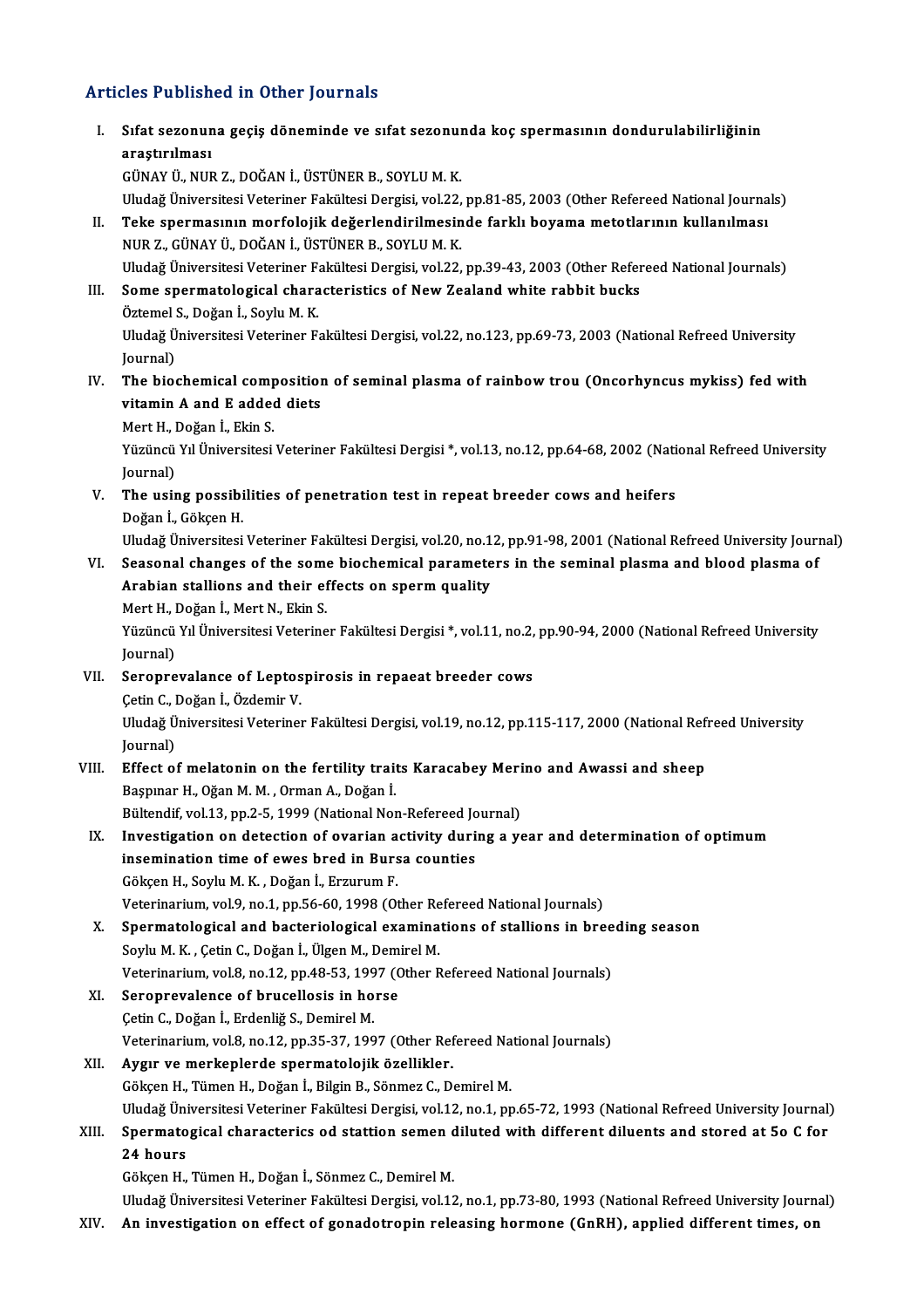## Articles Published in Other Journals

I. **Sıfat sezonuna geçiş döneminde ve sıfat sezonunda koç spermasının dondurulabilirliğinin araştırılması**
GÜNAY Ü., NUR Z., DOĞAN İ., ÜSTÜNER B., SOYLU M. K.
Uludağ Üniversitesi Veteriner Fakültesi Dergisi, vol.22, pp.81-85, 2003 (Other Refereed National Journals)

II. **Teke spermasının morfolojik değerlendirilmesinde farklı boyama metotlarının kullanılması**
NUR Z., GÜNAY Ü., DOĞAN İ., ÜSTÜNER B., SOYLU M. K.
Uludağ Üniversitesi Veteriner Fakültesi Dergisi, vol.22, pp.39-43, 2003 (Other Refereed National Journals)

III. **Some spermatological characteristics of New Zealand white rabbit bucks**
Öztemel S., Doğan İ., Soylu M. K.
Uludağ Üniversitesi Veteriner Fakültesi Dergisi, vol.22, no.123, pp.69-73, 2003 (National Refreed University Journal)

IV. **The biochemical composition of seminal plasma of rainbow trou (Oncorhyncus mykiss) fed with vitamin A and E added diets**
Mert H., Doğan İ., Ekin S.
Yüzüncü Yıl Üniversitesi Veteriner Fakültesi Dergisi *, vol.13, no.12, pp.64-68, 2002 (National Refreed University Journal)

V. **The using possibilities of penetration test in repeat breeder cows and heifers**
Doğan İ., Gökçen H.
Uludağ Üniversitesi Veteriner Fakültesi Dergisi, vol.20, no.12, pp.91-98, 2001 (National Refreed University Journal)

VI. **Seasonal changes of the some biochemical parameters in the seminal plasma and blood plasma of Arabian stallions and their effects on sperm quality**
Mert H., Doğan İ., Mert N., Ekin S.
Yüzüncü Yıl Üniversitesi Veteriner Fakültesi Dergisi *, vol.11, no.2, pp.90-94, 2000 (National Refreed University Journal)

VII. **Seroprevalance of Leptospirosis in repaeat breeder cows**
Çetin C., Doğan İ., Özdemir V.
Uludağ Üniversitesi Veteriner Fakültesi Dergisi, vol.19, no.12, pp.115-117, 2000 (National Refreed University Journal)

VIII. **Effect of melatonin on the fertility traits Karacabey Merino and Awassi and sheep**
Başpınar H., Oğan M. M. , Orman A., Doğan İ.
Bültendif, vol.13, pp.2-5, 1999 (National Non-Refereed Journal)

IX. **Investigation on detection of ovarian activity during a year and determination of optimum insemination time of ewes bred in Bursa counties**
Gökçen H., Soylu M. K. , Doğan İ., Erzurum F.
Veterinarium, vol.9, no.1, pp.56-60, 1998 (Other Refereed National Journals)

X. **Spermatological and bacteriological examinations of stallions in breeding season**
Soylu M. K. , Çetin C., Doğan İ., Ülgen M., Demirel M.
Veterinarium, vol.8, no.12, pp.48-53, 1997 (Other Refereed National Journals)

XI. **Seroprevalence of brucellosis in horse**
Çetin C., Doğan İ., Erdenliğ S., Demirel M.
Veterinarium, vol.8, no.12, pp.35-37, 1997 (Other Refereed National Journals)

XII. **Aygır ve merkeplerde spermatolojik özellikler.**
Gökçen H., Tümen H., Doğan İ., Bilgin B., Sönmez C., Demirel M.
Uludağ Üniversitesi Veteriner Fakültesi Dergisi, vol.12, no.1, pp.65-72, 1993 (National Refreed University Journal)

XIII. **Spermatogical characterics od stattion semen diluted with different diluents and stored at 5o C for 24 hours**
Gökçen H., Tümen H., Doğan İ., Sönmez C., Demirel M.
Uludağ Üniversitesi Veteriner Fakültesi Dergisi, vol.12, no.1, pp.73-80, 1993 (National Refreed University Journal)

XIV. **An investigation on effect of gonadotropin releasing hormone (GnRH), applied different times, on**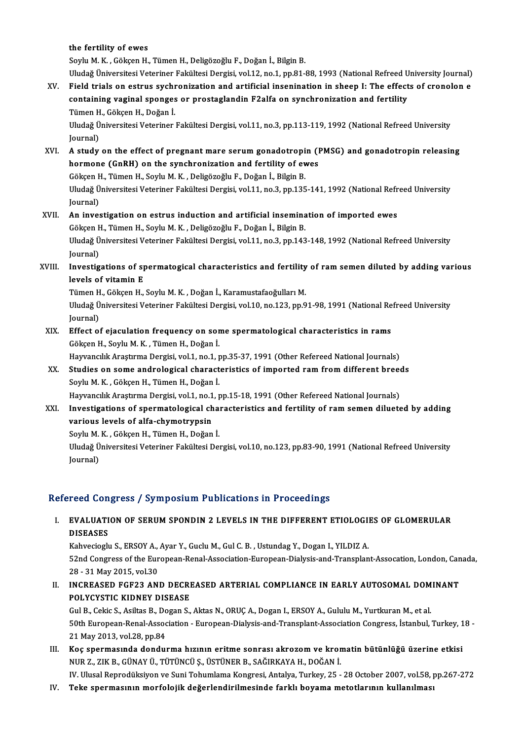the fertility of ewes
Soylu M. K. , Gökçen H., Tümen H., Deligözoğlu F., Doğan İ., Bilgin B.
Uludağ Üniversitesi Veteriner Fakültesi Dergisi, vol.12, no.1, pp.81-88, 1993 (National Refreed University Journal)

XV. **Field trials on estrus sychronization and artificial insenination in sheep I: The effects of cronolon e containing vaginal sponges or prostaglandin F2alfa on synchronization and fertility**
Tümen H., Gökçen H., Doğan İ.
Uludağ Üniversitesi Veteriner Fakültesi Dergisi, vol.11, no.3, pp.113-119, 1992 (National Refreed University Journal)

XVI. **A study on the effect of pregnant mare serum gonadotropin (PMSG) and gonadotropin releasing hormone (GnRH) on the synchronization and fertility of ewes**
Gökçen H., Tümen H., Soylu M. K. , Deligözoğlu F., Doğan İ., Bilgin B.
Uludağ Üniversitesi Veteriner Fakültesi Dergisi, vol.11, no.3, pp.135-141, 1992 (National Refreed University Journal)

XVII. **An investigation on estrus induction and artificial insemination of imported ewes**
Gökçen H., Tümen H., Soylu M. K. , Deligözoğlu F., Doğan İ., Bilgin B.
Uludağ Üniversitesi Veteriner Fakültesi Dergisi, vol.11, no.3, pp.143-148, 1992 (National Refreed University Journal)

XVIII. **Investigations of spermatogical characteristics and fertility of ram semen diluted by adding various levels of vitamin E**
Tümen H., Gökçen H., Soylu M. K. , Doğan İ., Karamustafaoğulları M.
Uludağ Üniversitesi Veteriner Fakültesi Dergisi, vol.10, no.123, pp.91-98, 1991 (National Refreed University Journal)

XIX. **Effect of ejaculation frequency on some spermatological characteristics in rams**
Gökçen H., Soylu M. K. , Tümen H., Doğan İ.
Hayvancılık Araştırma Dergisi, vol.1, no.1, pp.35-37, 1991 (Other Refereed National Journals)

XX. **Studies on some andrological characteristics of imported ram from different breeds**
Soylu M. K. , Gökçen H., Tümen H., Doğan İ.
Hayvancılık Araştırma Dergisi, vol.1, no.1, pp.15-18, 1991 (Other Refereed National Journals)

XXI. **Investigations of spermatological characteristics and fertility of ram semen dilueted by adding various levels of alfa-chymotrypsin**
Soylu M. K. , Gökçen H., Tümen H., Doğan İ.
Uludağ Üniversitesi Veteriner Fakültesi Dergisi, vol.10, no.123, pp.83-90, 1991 (National Refreed University Journal)

## Refereed Congress / Symposium Publications in Proceedings

I. **EVALUATION OF SERUM SPONDIN 2 LEVELS IN THE DIFFERENT ETIOLOGIES OF GLOMERULAR DISEASES**
Kahvecioglu S., ERSOY A., Ayar Y., Guclu M., Gul C. B. , Ustundag Y., Dogan I., YILDIZ A.
52nd Congress of the European-Renal-Association-European-Dialysis-and-Transplant-Assocation, London, Canada, 28 - 31 May 2015, vol.30

II. **INCREASED FGF23 AND DECREASED ARTERIAL COMPLIANCE IN EARLY AUTOSOMAL DOMINANT POLYCYSTIC KIDNEY DISEASE**
Gul B., Cekic S., Asiltas B., Dogan S., Aktas N., ORUÇ A., Dogan I., ERSOY A., Gululu M., Yurtkuran M., et al.
50th European-Renal-Association - European-Dialysis-and-Transplant-Association Congress, İstanbul, Turkey, 18 - 21 May 2013, vol.28, pp.84

III. **Koç spermasında dondurma hızının eritme sonrası akrozom ve kromatin bütünlüğü üzerine etkisi**
NUR Z., ZIK B., GÜNAY Ü., TÜTÜNCÜ Ş., ÜSTÜNER B., SAĞIRKAYA H., DOĞAN İ.
IV. Ulusal Reprodüksiyon ve Suni Tohumlama Kongresi, Antalya, Turkey, 25 - 28 October 2007, vol.58, pp.267-272

IV. **Teke spermasının morfolojik değerlendirilmesinde farklı boyama metotlarının kullanılması**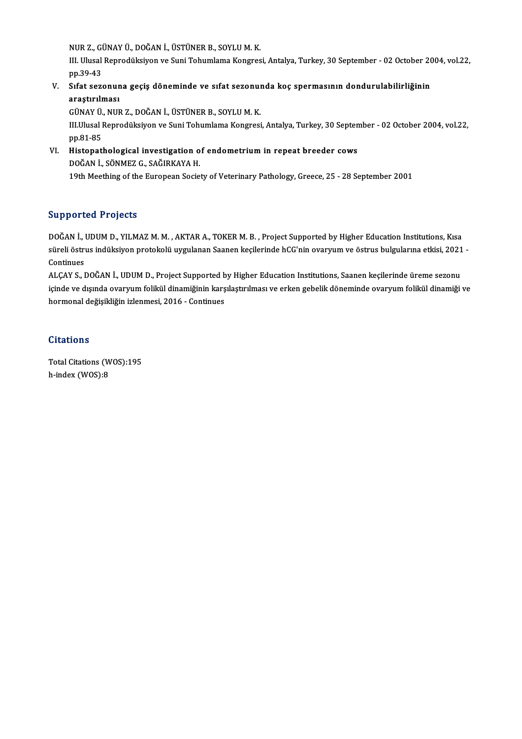NUR Z., GÜNAY Ü., DOĞAN İ., ÜSTÜNER B., SOYLU M. K.
III. Ulusal Reprodüksiyon ve Suni Tohumlama Kongresi, Antalya, Turkey, 30 September - 02 October 2004, vol.22, pp.39-43

V. **Sıfat sezonuna geçiş döneminde ve sıfat sezonunda koç spermasının dondurulabilirliğinin araştırılması**
GÜNAY Ü., NUR Z., DOĞAN İ., ÜSTÜNER B., SOYLU M. K.
III.Ulusal Reprodüksiyon ve Suni Tohumlama Kongresi, Antalya, Turkey, 30 September - 02 October 2004, vol.22, pp.81-85

VI. **Histopathological investigation of endometrium in repeat breeder cows**
DOĞAN İ., SÖNMEZ G., SAĞIRKAYA H.
19th Meething of the European Society of Veterinary Pathology, Greece, 25 - 28 September 2001

## Supported Projects

DOĞAN İ., UDUM D., YILMAZ M. M. , AKTAR A., TOKER M. B. , Project Supported by Higher Education Institutions, Kısa süreli östrus indüksiyon protokolü uygulanan Saanen keçilerinde hCG'nin ovaryum ve östrus bulgularına etkisi, 2021 - Continues

ALÇAY S., DOĞAN İ., UDUM D., Project Supported by Higher Education Institutions, Saanen keçilerinde üreme sezonu içinde ve dışında ovaryum folikül dinamiğinin karşılaştırılması ve erken gebelik döneminde ovaryum folikül dinamiği ve hormonal değişikliğin izlenmesi, 2016 - Continues

## Citations

Total Citations (WOS):195
h-index (WOS):8